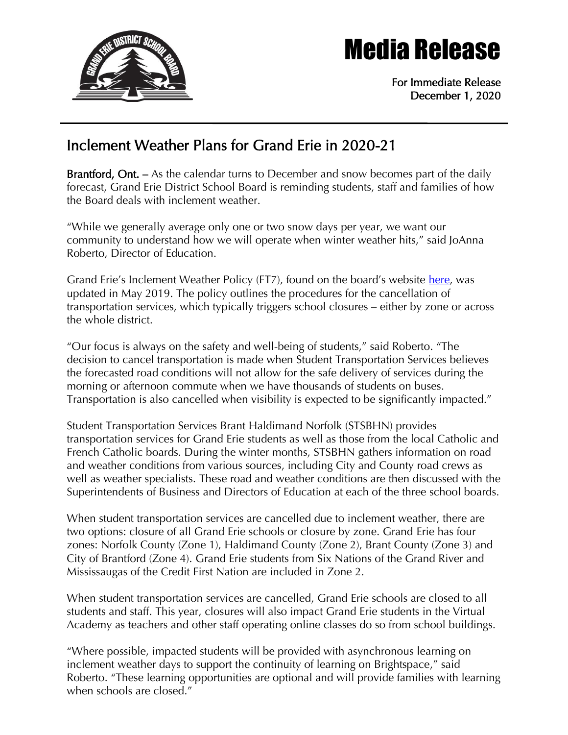# Media Release

For Immediate Release
December 1, 2020

## Inclement Weather Plans for Grand Erie in 2020-21

**Brantford, Ont.** – As the calendar turns to December and snow becomes part of the daily forecast, Grand Erie District School Board is reminding students, staff and families of how the Board deals with inclement weather.

"While we generally average only one or two snow days per year, we want our community to understand how we will operate when winter weather hits," said JoAnna Roberto, Director of Education.

Grand Erie's Inclement Weather Policy (FT7), found on the board's website here, was updated in May 2019. The policy outlines the procedures for the cancellation of transportation services, which typically triggers school closures – either by zone or across the whole district.

"Our focus is always on the safety and well-being of students," said Roberto. "The decision to cancel transportation is made when Student Transportation Services believes the forecasted road conditions will not allow for the safe delivery of services during the morning or afternoon commute when we have thousands of students on buses. Transportation is also cancelled when visibility is expected to be significantly impacted."

Student Transportation Services Brant Haldimand Norfolk (STSBHN) provides transportation services for Grand Erie students as well as those from the local Catholic and French Catholic boards. During the winter months, STSBHN gathers information on road and weather conditions from various sources, including City and County road crews as well as weather specialists. These road and weather conditions are then discussed with the Superintendents of Business and Directors of Education at each of the three school boards.

When student transportation services are cancelled due to inclement weather, there are two options: closure of all Grand Erie schools or closure by zone. Grand Erie has four zones: Norfolk County (Zone 1), Haldimand County (Zone 2), Brant County (Zone 3) and City of Brantford (Zone 4). Grand Erie students from Six Nations of the Grand River and Mississaugas of the Credit First Nation are included in Zone 2.

When student transportation services are cancelled, Grand Erie schools are closed to all students and staff. This year, closures will also impact Grand Erie students in the Virtual Academy as teachers and other staff operating online classes do so from school buildings.

"Where possible, impacted students will be provided with asynchronous learning on inclement weather days to support the continuity of learning on Brightspace," said Roberto. "These learning opportunities are optional and will provide families with learning when schools are closed."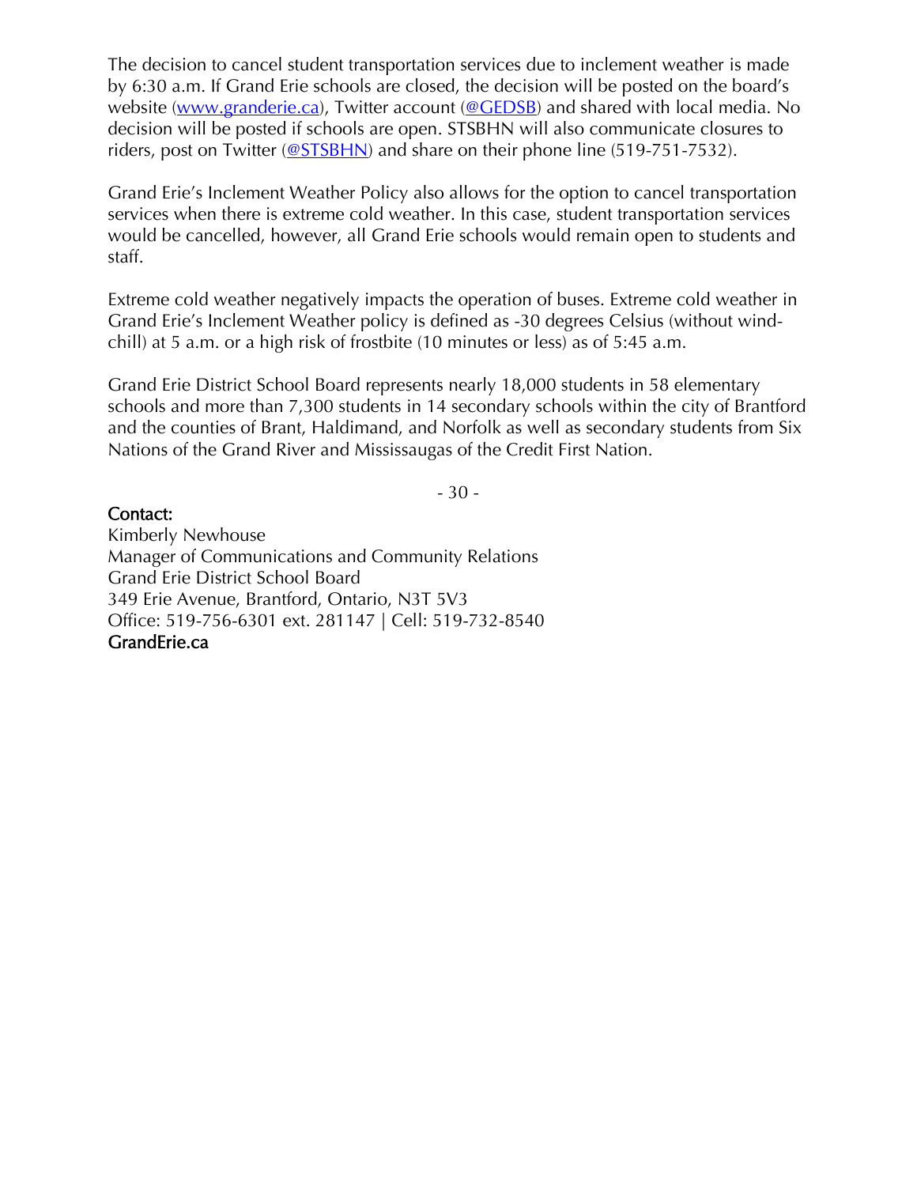The decision to cancel student transportation services due to inclement weather is made by 6:30 a.m. If Grand Erie schools are closed, the decision will be posted on the board's website ([www.granderie.ca](http://www.granderie.ca)), Twitter account ([@GEDSB](https://twitter.com/GEDSB)) and shared with local media. No decision will be posted if schools are open. STSBHN will also communicate closures to riders, post on Twitter ([@STSBHN](https://twitter.com/STSBHN)) and share on their phone line (519-751-7532).

Grand Erie's Inclement Weather Policy also allows for the option to cancel transportation services when there is extreme cold weather. In this case, student transportation services would be cancelled, however, all Grand Erie schools would remain open to students and staff.

Extreme cold weather negatively impacts the operation of buses. Extreme cold weather in Grand Erie's Inclement Weather policy is defined as -30 degrees Celsius (without wind-chill) at 5 a.m. or a high risk of frostbite (10 minutes or less) as of 5:45 a.m.

Grand Erie District School Board represents nearly 18,000 students in 58 elementary schools and more than 7,300 students in 14 secondary schools within the city of Brantford and the counties of Brant, Haldimand, and Norfolk as well as secondary students from Six Nations of the Grand River and Mississaugas of the Credit First Nation.

- 30 -

**Contact:**
Kimberly Newhouse
Manager of Communications and Community Relations
Grand Erie District School Board
349 Erie Avenue, Brantford, Ontario, N3T 5V3
Office: 519-756-6301 ext. 281147 | Cell: 519-732-8540
**GrandErie.ca**